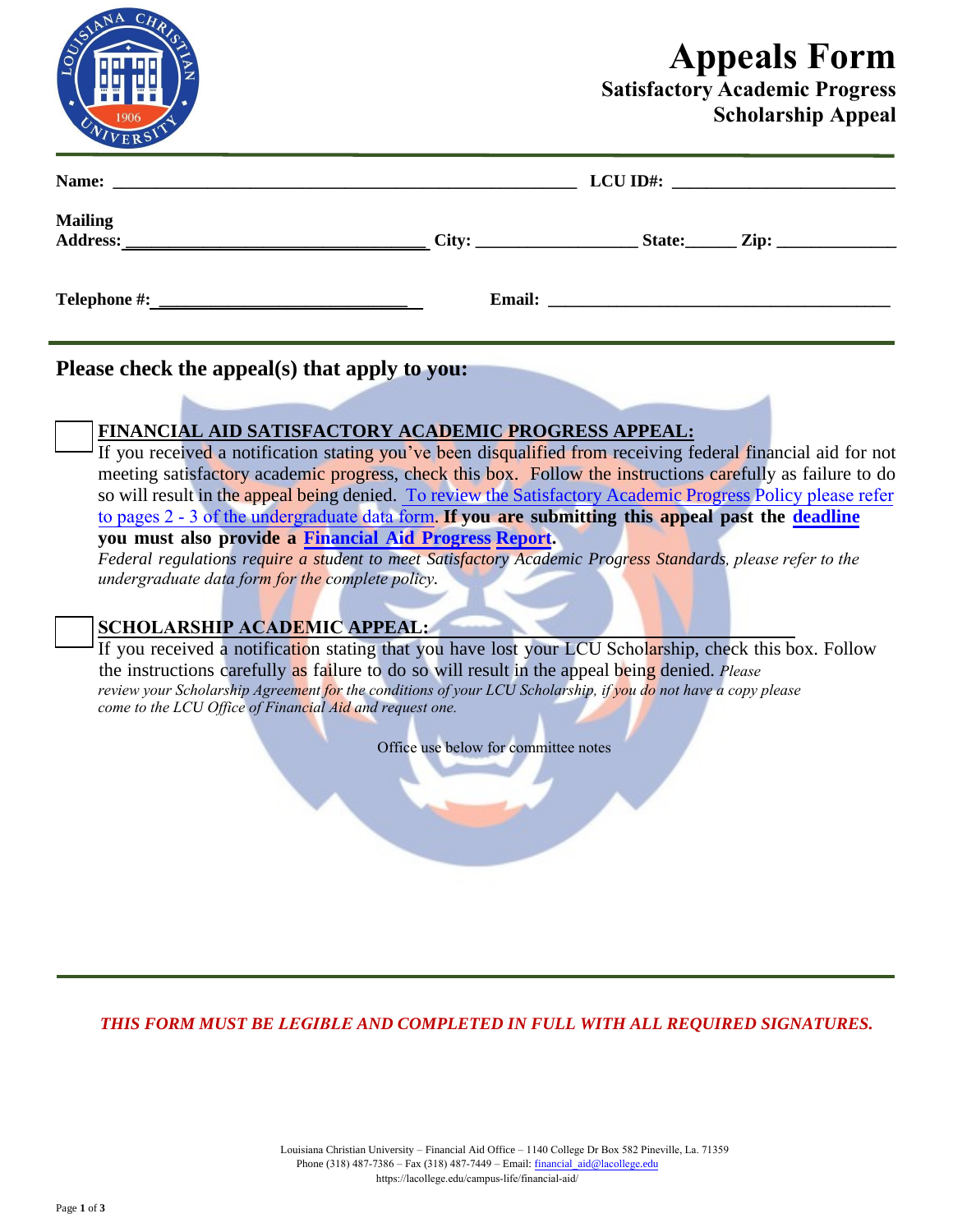# Appeals Form

**Satisfactory Academic Progress**

**Scholarship Appeal**

**Name:** ______________________________________________ **LCU ID#:** ______________________

**Mailing Address:** ______________________________ **City:** ________________ **State:** _____ **Zip:** ____________

**Telephone #:** ___________________________ **Email:** ____________________________________

## Please check the appeal(s) that apply to you:

☐ **FINANCIAL AID SATISFACTORY ACADEMIC PROGRESS APPEAL:**

If you received a notification stating you've been disqualified from receiving federal financial aid for not meeting satisfactory academic progress, check this box. Follow the instructions carefully as failure to do so will result in the appeal being denied. To review the Satisfactory Academic Progress Policy please refer to pages 2 - 3 of the undergraduate data form. **If you are submitting this appeal past the deadline you must also provide a Financial Aid Progress Report.**

*Federal regulations require a student to meet Satisfactory Academic Progress Standards, please refer to the undergraduate data form for the complete policy.*

☐ **SCHOLARSHIP ACADEMIC APPEAL:**

If you received a notification stating that you have lost your LCU Scholarship, check this box. Follow the instructions carefully as failure to do so will result in the appeal being denied. *Please review your Scholarship Agreement for the conditions of your LCU Scholarship, if you do not have a copy please come to the LCU Office of Financial Aid and request one.*

Office use below for committee notes

***THIS FORM MUST BE LEGIBLE AND COMPLETED IN FULL WITH ALL REQUIRED SIGNATURES.***

Louisiana Christian University – Financial Aid Office – 1140 College Dr Box 582 Pineville, La. 71359
Phone (318) 487-7386 – Fax (318) 487-7449 – Email: financial_aid@lacollege.edu
https://lacollege.edu/campus-life/financial-aid/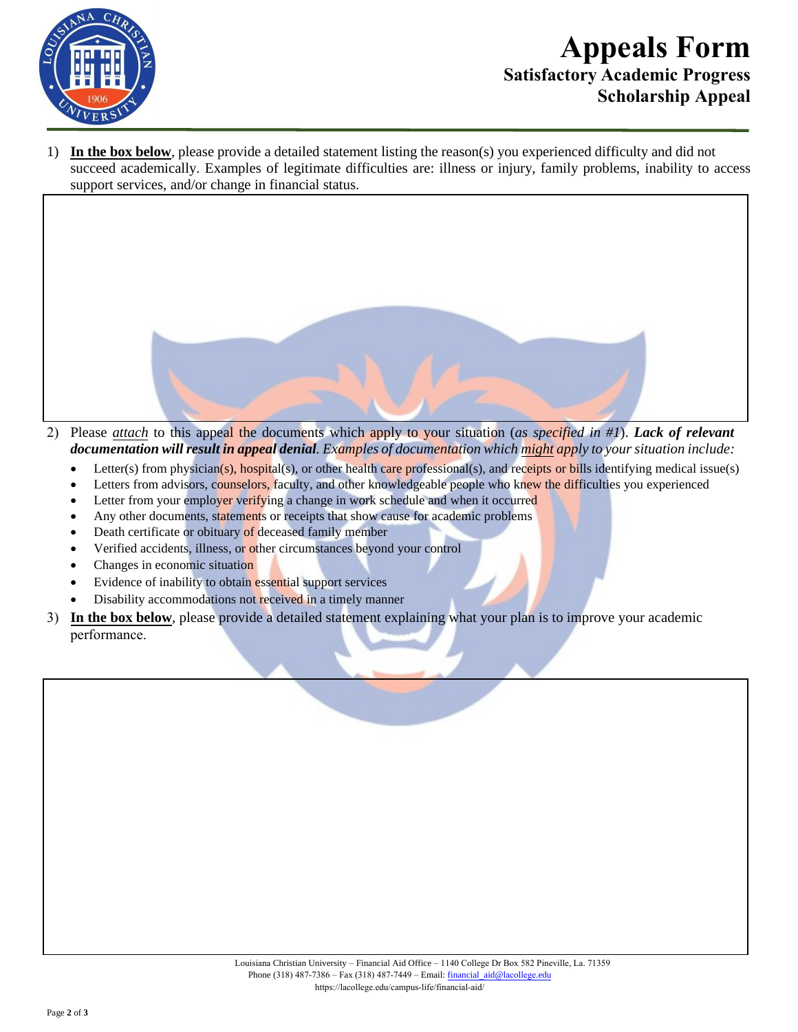# Appeals Form

## Satisfactory Academic Progress
## Scholarship Appeal

1) **In the box below**, please provide a detailed statement listing the reason(s) you experienced difficulty and did not succeed academically. Examples of legitimate difficulties are: illness or injury, family problems, inability to access support services, and/or change in financial status.

2) Please *attach* to this appeal the documents which apply to your situation (*as specified in #1*). ***Lack of relevant documentation will result in appeal denial***. *Examples of documentation which might apply to your situation include:*
   - Letter(s) from physician(s), hospital(s), or other health care professional(s), and receipts or bills identifying medical issue(s)
   - Letters from advisors, counselors, faculty, and other knowledgeable people who knew the difficulties you experienced
   - Letter from your employer verifying a change in work schedule and when it occurred
   - Any other documents, statements or receipts that show cause for academic problems
   - Death certificate or obituary of deceased family member
   - Verified accidents, illness, or other circumstances beyond your control
   - Changes in economic situation
   - Evidence of inability to obtain essential support services
   - Disability accommodations not received in a timely manner

3) **In the box below**, please provide a detailed statement explaining what your plan is to improve your academic performance.

Louisiana Christian University – Financial Aid Office – 1140 College Dr Box 582 Pineville, La. 71359
Phone (318) 487-7386 – Fax (318) 487-7449 – Email: financial_aid@lacollege.edu
https://lacollege.edu/campus-life/financial-aid/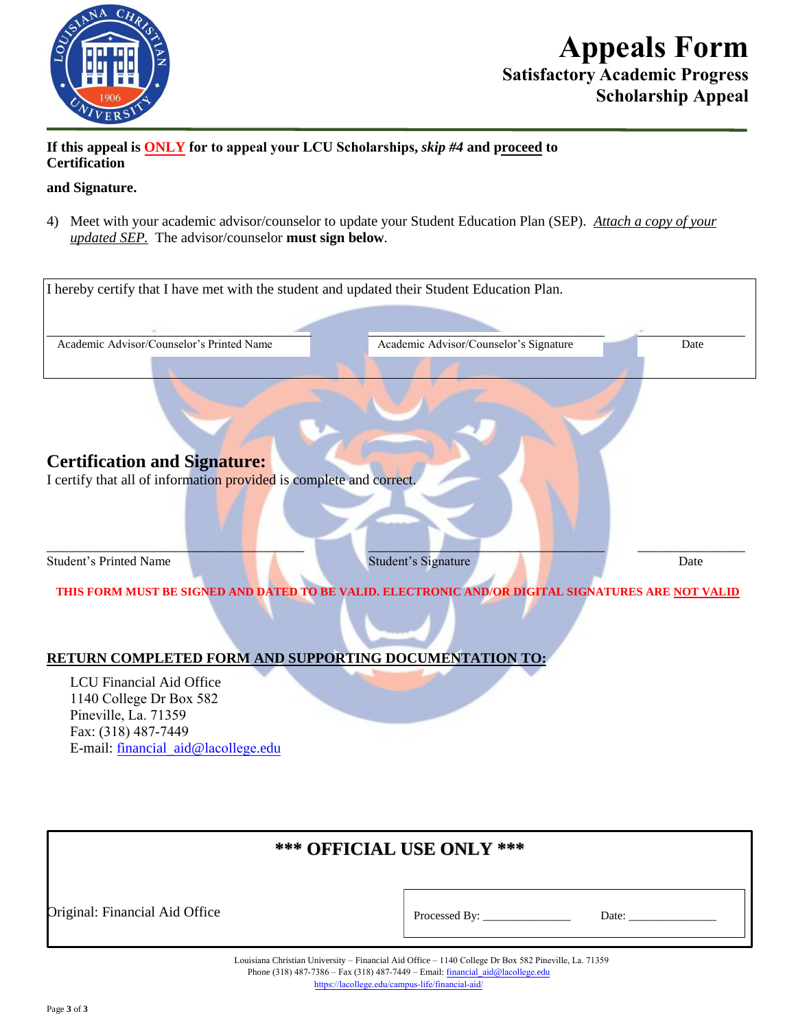# Appeals Form

## Satisfactory Academic Progress
## Scholarship Appeal

**If this appeal is ONLY for to appeal your LCU Scholarships, *skip #4* and proceed to Certification**

**and Signature.**

4) Meet with your academic advisor/counselor to update your Student Education Plan (SEP). *Attach a copy of your updated SEP.* The advisor/counselor **must sign below**.

I hereby certify that I have met with the student and updated their Student Education Plan.

| | | |
|---|---|---|
| ______________________________ | ______________________________ | ______________ |
| Academic Advisor/Counselor's Printed Name | Academic Advisor/Counselor's Signature | Date |

## Certification and Signature:

I certify that all of information provided is complete and correct.

| | | |
|---|---|---|
| ______________________________ | ______________________________ | ______________ |
| Student's Printed Name | Student's Signature | Date |

**THIS FORM MUST BE SIGNED AND DATED TO BE VALID. ELECTRONIC AND/OR DIGITAL SIGNATURES ARE NOT VALID**

**RETURN COMPLETED FORM AND SUPPORTING DOCUMENTATION TO:**

LCU Financial Aid Office
1140 College Dr Box 582
Pineville, La. 71359
Fax: (318) 487-7449
E-mail: financial_aid@lacollege.edu

**\*\*\* OFFICIAL USE ONLY \*\*\***

Original: Financial Aid Office

Processed By: ______________ Date: ______________

Louisiana Christian University – Financial Aid Office – 1140 College Dr Box 582 Pineville, La. 71359
Phone (318) 487-7386 – Fax (318) 487-7449 – Email: financial_aid@lacollege.edu
https://lacollege.edu/campus-life/financial-aid/